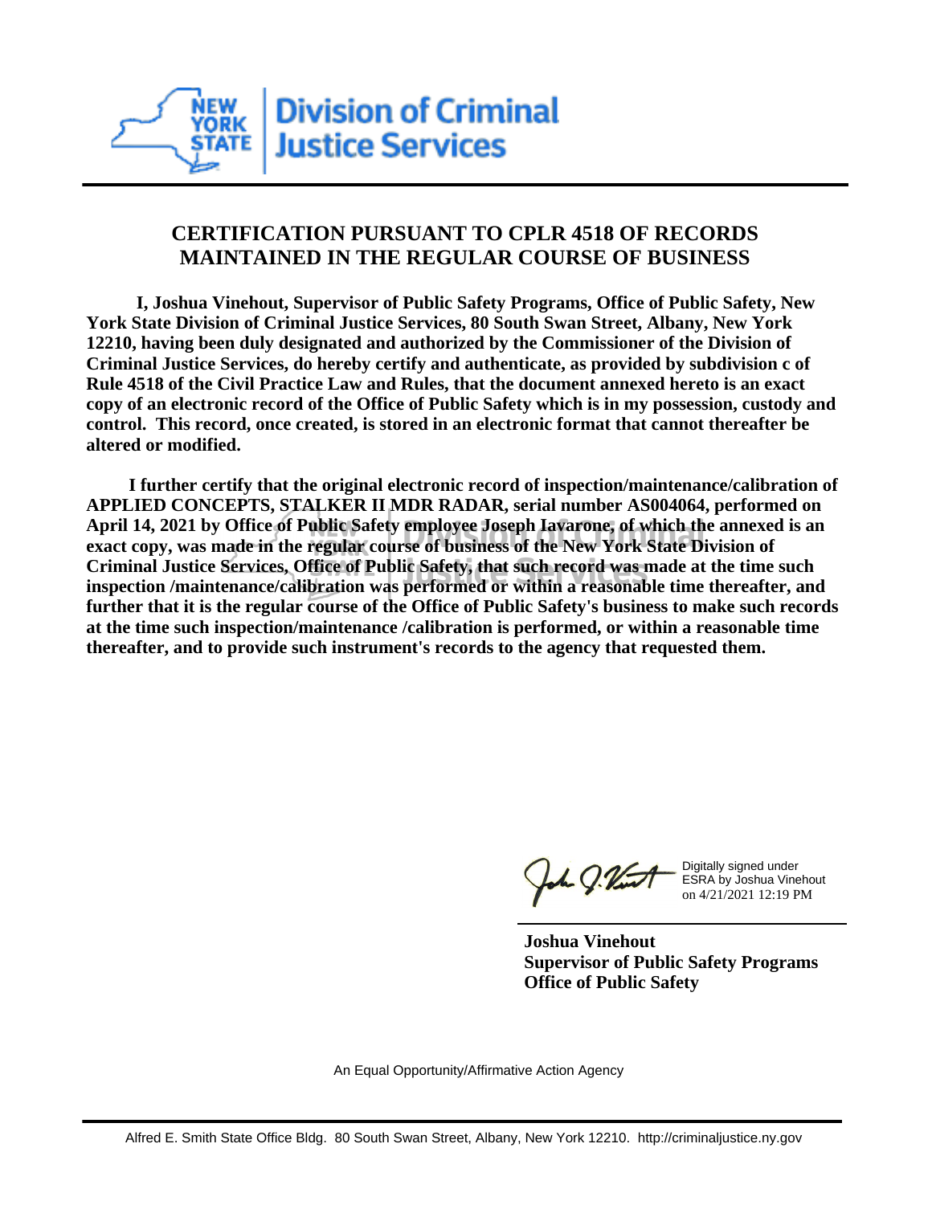**NEW YORK STATE** | **Division of Criminal Justice Services**

## CERTIFICATION PURSUANT TO CPLR 4518 OF RECORDS MAINTAINED IN THE REGULAR COURSE OF BUSINESS

**I, Joshua Vinehout, Supervisor of Public Safety Programs, Office of Public Safety, New York State Division of Criminal Justice Services, 80 South Swan Street, Albany, New York 12210, having been duly designated and authorized by the Commissioner of the Division of Criminal Justice Services, do hereby certify and authenticate, as provided by subdivision c of Rule 4518 of the Civil Practice Law and Rules, that the document annexed hereto is an exact copy of an electronic record of the Office of Public Safety which is in my possession, custody and control. This record, once created, is stored in an electronic format that cannot thereafter be altered or modified.**

**I further certify that the original electronic record of inspection/maintenance/calibration of APPLIED CONCEPTS, STALKER II MDR RADAR, serial number AS004064, performed on April 14, 2021 by Office of Public Safety employee Joseph Iavarone, of which the annexed is an exact copy, was made in the regular course of business of the New York State Division of Criminal Justice Services, Office of Public Safety, that such record was made at the time such inspection /maintenance/calibration was performed or within a reasonable time thereafter, and further that it is the regular course of the Office of Public Safety's business to make such records at the time such inspection/maintenance /calibration is performed, or within a reasonable time thereafter, and to provide such instrument's records to the agency that requested them.**

Digitally signed under ESRA by Joshua Vinehout on 4/21/2021 12:19 PM

**Joshua Vinehout**
**Supervisor of Public Safety Programs**
**Office of Public Safety**

An Equal Opportunity/Affirmative Action Agency

Alfred E. Smith State Office Bldg. 80 South Swan Street, Albany, New York 12210. http://criminaljustice.ny.gov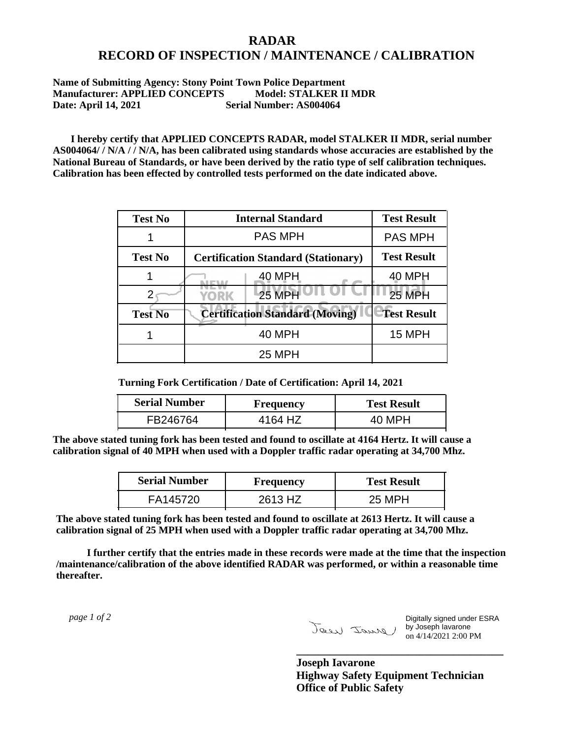# RADAR
# RECORD OF INSPECTION / MAINTENANCE / CALIBRATION

**Name of Submitting Agency: Stony Point Town Police Department**
**Manufacturer: APPLIED CONCEPTS Model: STALKER II MDR**
**Date: April 14, 2021 Serial Number: AS004064**

**I hereby certify that APPLIED CONCEPTS RADAR, model STALKER II MDR, serial number AS004064/ / N/A / / N/A, has been calibrated using standards whose accuracies are established by the National Bureau of Standards, or have been derived by the ratio type of self calibration techniques. Calibration has been effected by controlled tests performed on the date indicated above.**

| Test No | Internal Standard | Test Result |
|---|---|---|
| 1 | PAS MPH | PAS MPH |
| **Test No** | **Certification Standard (Stationary)** | **Test Result** |
| 1 | 40 MPH | 40 MPH |
| 2 | 25 MPH | 25 MPH |
| **Test No** | **Certification Standard (Moving)** | **Test Result** |
| 1 | 40 MPH | 15 MPH |
| | 25 MPH | |

**Turning Fork Certification / Date of Certification: April 14, 2021**

| Serial Number | Frequency | Test Result |
|---|---|---|
| FB246764 | 4164 HZ | 40 MPH |

**The above stated tuning fork has been tested and found to oscillate at 4164 Hertz. It will cause a calibration signal of 40 MPH when used with a Doppler traffic radar operating at 34,700 Mhz.**

| Serial Number | Frequency | Test Result |
|---|---|---|
| FA145720 | 2613 HZ | 25 MPH |

**The above stated tuning fork has been tested and found to oscillate at 2613 Hertz. It will cause a calibration signal of 25 MPH when used with a Doppler traffic radar operating at 34,700 Mhz.**

**I further certify that the entries made in these records were made at the time that the inspection /maintenance/calibration of the above identified RADAR was performed, or within a reasonable time thereafter.**

*page 1 of 2*

Digitally signed under ESRA by Joseph Iavarone on 4/14/2021 2:00 PM

**Joseph Iavarone**
**Highway Safety Equipment Technician**
**Office of Public Safety**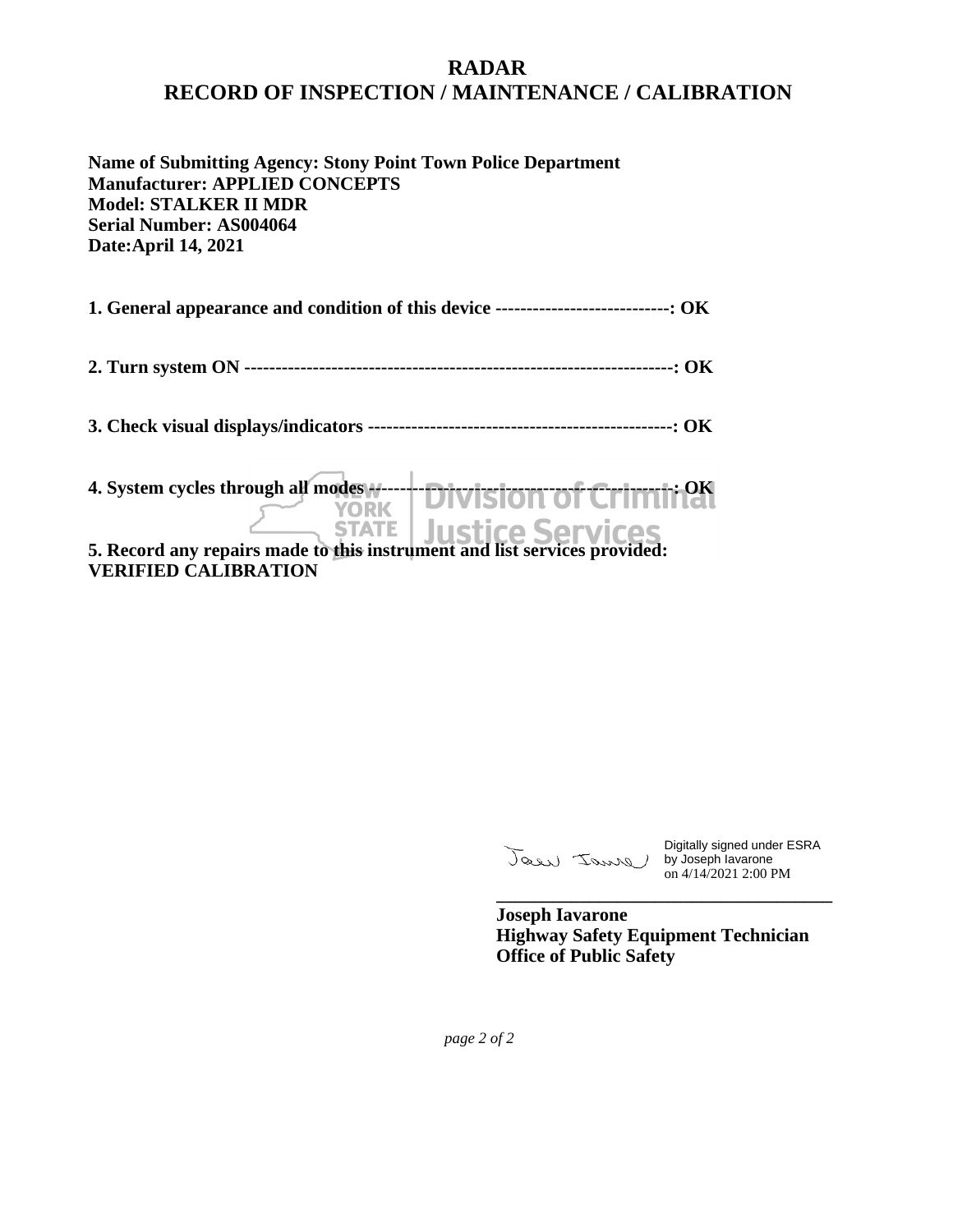# RADAR
# RECORD OF INSPECTION / MAINTENANCE / CALIBRATION

**Name of Submitting Agency: Stony Point Town Police Department**
**Manufacturer: APPLIED CONCEPTS**
**Model: STALKER II MDR**
**Serial Number: AS004064**
**Date:April 14, 2021**

**1. General appearance and condition of this device ----------------------------: OK**

**2. Turn system ON ---------------------------------------------------------------------: OK**

**3. Check visual displays/indicators -------------------------------------------------: OK**

**4. System cycles through all modes ----------------------------------------------: OK**

**5. Record any repairs made to this instrument and list services provided:**
**VERIFIED CALIBRATION**

Digitally signed under ESRA by Joseph Iavarone on 4/14/2021 2:00 PM

**Joseph Iavarone**
**Highway Safety Equipment Technician**
**Office of Public Safety**